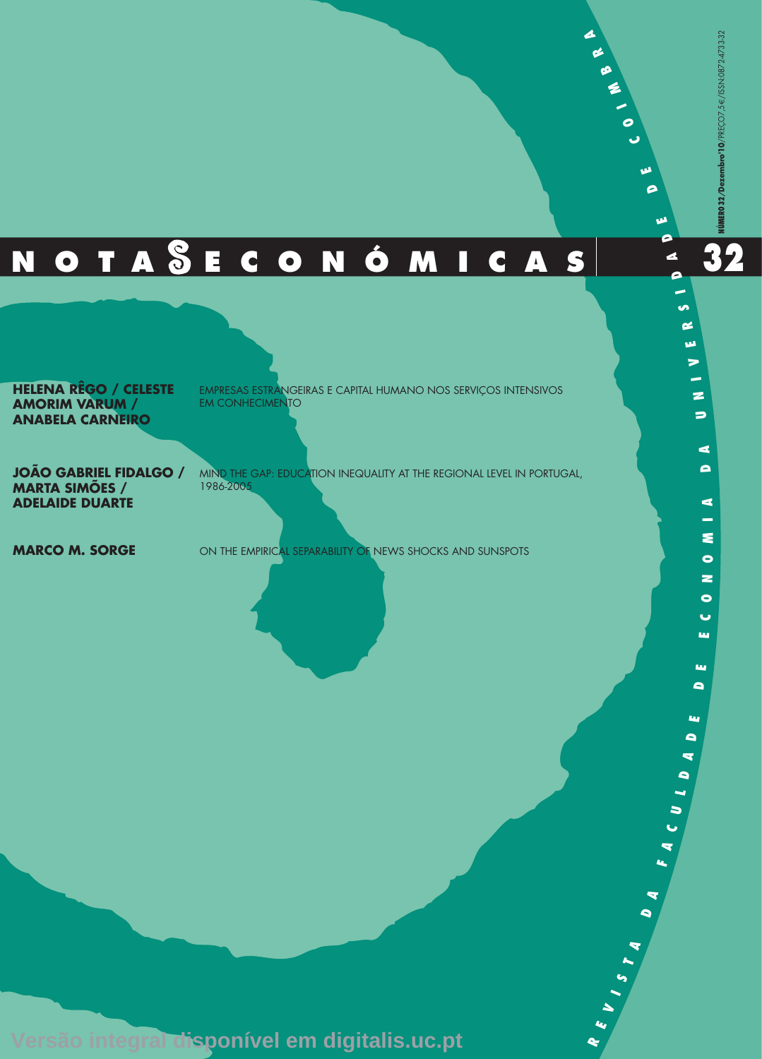# NOTAS ECONÓMICAS

REVISTA DA FACULDADE DE ECONOMIA DA UNIVERSIDADE DE COIMBRA

**32**

**NÚMERO 32/Dezembro'10**/PREÇO 7,5€/ISSN 0872-4733-32

**HELENA RÊGO / CELESTE AMORIM VARUM / ANABELA CARNEIRO**
EMPRESAS ESTRANGEIRAS E CAPITAL HUMANO NOS SERVIÇOS INTENSIVOS EM CONHECIMENTO

**JOÃO GABRIEL FIDALGO / MARTA SIMÕES / ADELAIDE DUARTE**
MIND THE GAP: EDUCATION INEQUALITY AT THE REGIONAL LEVEL IN PORTUGAL, 1986-2005

**MARCO M. SORGE**
ON THE EMPIRICAL SEPARABILITY OF NEWS SHOCKS AND SUNSPOTS

Versão integral disponível em digitalis.uc.pt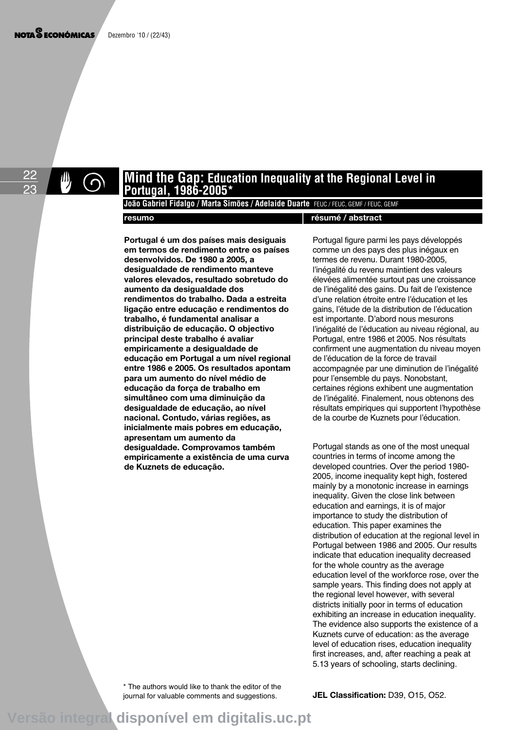# Mind the Gap: Education Inequality at the Regional Level in Portugal, 1986-2005*

**João Gabriel Fidalgo / Marta Simões / Adelaide Duarte** FEUC / FEUC, GEMF / FEUC, GEMF

## resumo

**Portugal é um dos países mais desiguais em termos de rendimento entre os países desenvolvidos. De 1980 a 2005, a desigualdade de rendimento manteve valores elevados, resultado sobretudo do aumento da desigualdade dos rendimentos do trabalho. Dada a estreita ligação entre educação e rendimentos do trabalho, é fundamental analisar a distribuição de educação. O objectivo principal deste trabalho é avaliar empiricamente a desigualdade de educação em Portugal a um nível regional entre 1986 e 2005. Os resultados apontam para um aumento do nível médio de educação da força de trabalho em simultâneo com uma diminuição da desigualdade de educação, ao nível nacional. Contudo, várias regiões, as inicialmente mais pobres em educação, apresentam um aumento da desigualdade. Comprovamos também empiricamente a existência de uma curva de Kuznets de educação.**

## résumé / abstract

Portugal figure parmi les pays développés comme un des pays des plus inégaux en termes de revenu. Durant 1980-2005, l'inégalité du revenu maintient des valeurs élevées alimentée surtout pas une croissance de l'inégalité des gains. Du fait de l'existence d'une relation étroite entre l'éducation et les gains, l'étude de la distribution de l'éducation est importante. D'abord nous mesurons l'inégalité de l'éducation au niveau régional, au Portugal, entre 1986 et 2005. Nos résultats confirment une augmentation du niveau moyen de l'éducation de la force de travail accompagnée par une diminution de l'inégalité pour l'ensemble du pays. Nonobstant, certaines régions exhibent une augmentation de l'inégalité. Finalement, nous obtenons des résultats empiriques qui supportent l'hypothèse de la courbe de Kuznets pour l'éducation.

Portugal stands as one of the most unequal countries in terms of income among the developed countries. Over the period 1980-2005, income inequality kept high, fostered mainly by a monotonic increase in earnings inequality. Given the close link between education and earnings, it is of major importance to study the distribution of education. This paper examines the distribution of education at the regional level in Portugal between 1986 and 2005. Our results indicate that education inequality decreased for the whole country as the average education level of the workforce rose, over the sample years. This finding does not apply at the regional level however, with several districts initially poor in terms of education exhibiting an increase in education inequality. The evidence also supports the existence of a Kuznets curve of education: as the average level of education rises, education inequality first increases, and, after reaching a peak at 5.13 years of schooling, starts declining.

**JEL Classification:** D39, O15, O52.

* The authors would like to thank the editor of the journal for valuable comments and suggestions.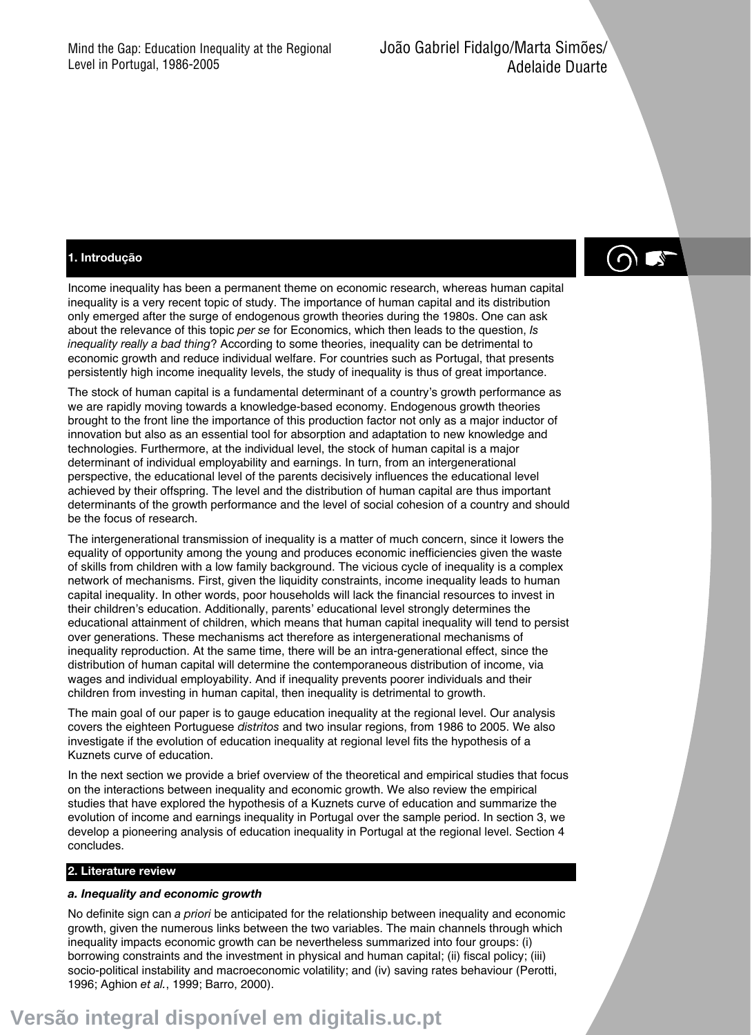## 1. Introdução

Income inequality has been a permanent theme on economic research, whereas human capital inequality is a very recent topic of study. The importance of human capital and its distribution only emerged after the surge of endogenous growth theories during the 1980s. One can ask about the relevance of this topic *per se* for Economics, which then leads to the question, *Is inequality really a bad thing*? According to some theories, inequality can be detrimental to economic growth and reduce individual welfare. For countries such as Portugal, that presents persistently high income inequality levels, the study of inequality is thus of great importance.

The stock of human capital is a fundamental determinant of a country's growth performance as we are rapidly moving towards a knowledge-based economy. Endogenous growth theories brought to the front line the importance of this production factor not only as a major inductor of innovation but also as an essential tool for absorption and adaptation to new knowledge and technologies. Furthermore, at the individual level, the stock of human capital is a major determinant of individual employability and earnings. In turn, from an intergenerational perspective, the educational level of the parents decisively influences the educational level achieved by their offspring. The level and the distribution of human capital are thus important determinants of the growth performance and the level of social cohesion of a country and should be the focus of research.

The intergenerational transmission of inequality is a matter of much concern, since it lowers the equality of opportunity among the young and produces economic inefficiencies given the waste of skills from children with a low family background. The vicious cycle of inequality is a complex network of mechanisms. First, given the liquidity constraints, income inequality leads to human capital inequality. In other words, poor households will lack the financial resources to invest in their children's education. Additionally, parents' educational level strongly determines the educational attainment of children, which means that human capital inequality will tend to persist over generations. These mechanisms act therefore as intergenerational mechanisms of inequality reproduction. At the same time, there will be an intra-generational effect, since the distribution of human capital will determine the contemporaneous distribution of income, via wages and individual employability. And if inequality prevents poorer individuals and their children from investing in human capital, then inequality is detrimental to growth.

The main goal of our paper is to gauge education inequality at the regional level. Our analysis covers the eighteen Portuguese *distritos* and two insular regions, from 1986 to 2005. We also investigate if the evolution of education inequality at regional level fits the hypothesis of a Kuznets curve of education.

In the next section we provide a brief overview of the theoretical and empirical studies that focus on the interactions between inequality and economic growth. We also review the empirical studies that have explored the hypothesis of a Kuznets curve of education and summarize the evolution of income and earnings inequality in Portugal over the sample period. In section 3, we develop a pioneering analysis of education inequality in Portugal at the regional level. Section 4 concludes.

## 2. Literature review

### *a. Inequality and economic growth*

No definite sign can *a priori* be anticipated for the relationship between inequality and economic growth, given the numerous links between the two variables. The main channels through which inequality impacts economic growth can be nevertheless summarized into four groups: (i) borrowing constraints and the investment in physical and human capital; (ii) fiscal policy; (iii) socio-political instability and macroeconomic volatility; and (iv) saving rates behaviour (Perotti, 1996; Aghion *et al.*, 1999; Barro, 2000).